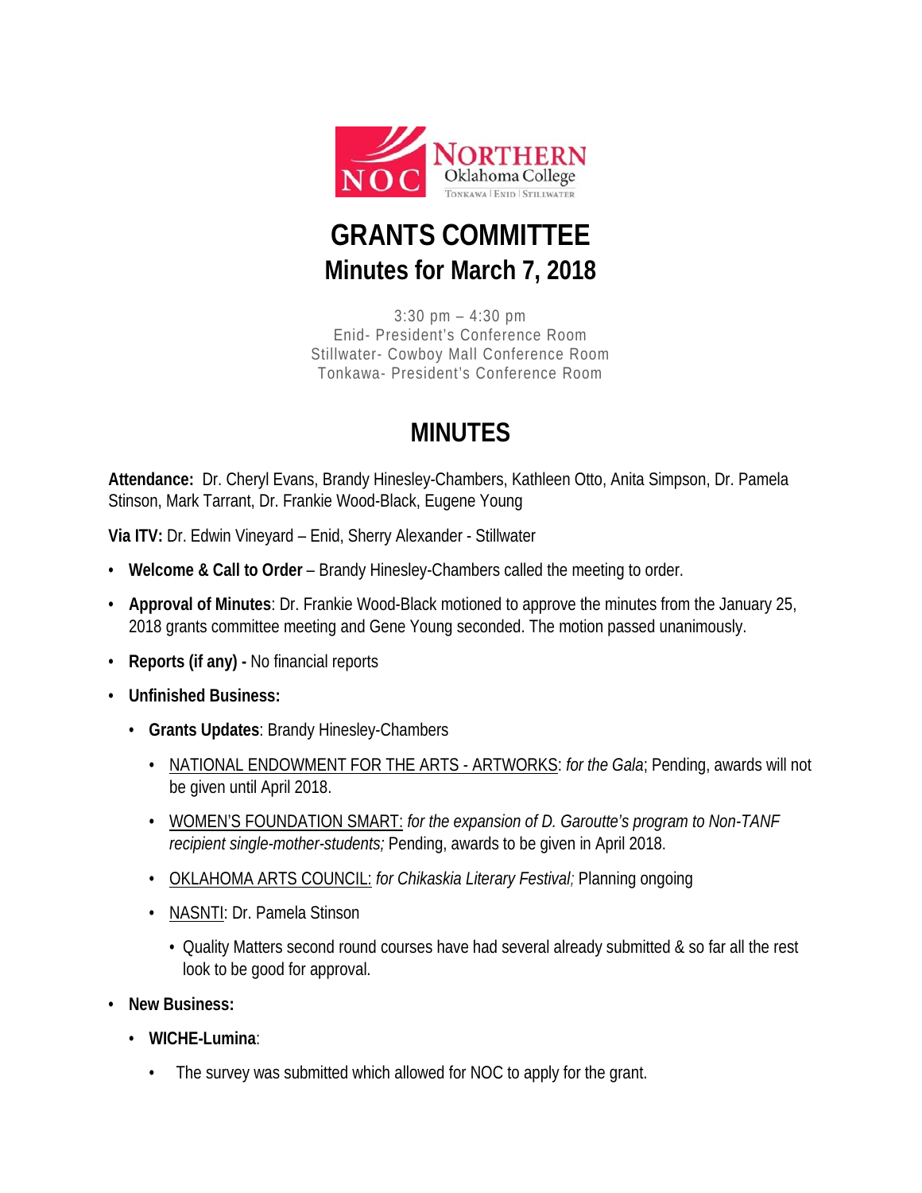# GRANTS COMMITTEE
## Minutes for March 7, 2018

3:30 pm – 4:30 pm
Enid- President's Conference Room
Stillwater- Cowboy Mall Conference Room
Tonkawa- President's Conference Room

## MINUTES

**Attendance:** Dr. Cheryl Evans, Brandy Hinesley-Chambers, Kathleen Otto, Anita Simpson, Dr. Pamela Stinson, Mark Tarrant, Dr. Frankie Wood-Black, Eugene Young

**Via ITV:** Dr. Edwin Vineyard – Enid, Sherry Alexander - Stillwater

- **Welcome & Call to Order** – Brandy Hinesley-Chambers called the meeting to order.
- **Approval of Minutes**: Dr. Frankie Wood-Black motioned to approve the minutes from the January 25, 2018 grants committee meeting and Gene Young seconded. The motion passed unanimously.
- **Reports (if any) -** No financial reports
- **Unfinished Business:**
  - **Grants Updates**: Brandy Hinesley-Chambers
    - <u>NATIONAL ENDOWMENT FOR THE ARTS - ARTWORKS</u>: *for the Gala*; Pending, awards will not be given until April 2018.
    - <u>WOMEN'S FOUNDATION SMART:</u> *for the expansion of D. Garoutte's program to Non-TANF recipient single-mother-students;* Pending, awards to be given in April 2018.
    - <u>OKLAHOMA ARTS COUNCIL:</u> *for Chikaskia Literary Festival;* Planning ongoing
    - <u>NASNTI</u>: Dr. Pamela Stinson
      - Quality Matters second round courses have had several already submitted & so far all the rest look to be good for approval.
- **New Business:**
  - **WICHE-Lumina**:
    - The survey was submitted which allowed for NOC to apply for the grant.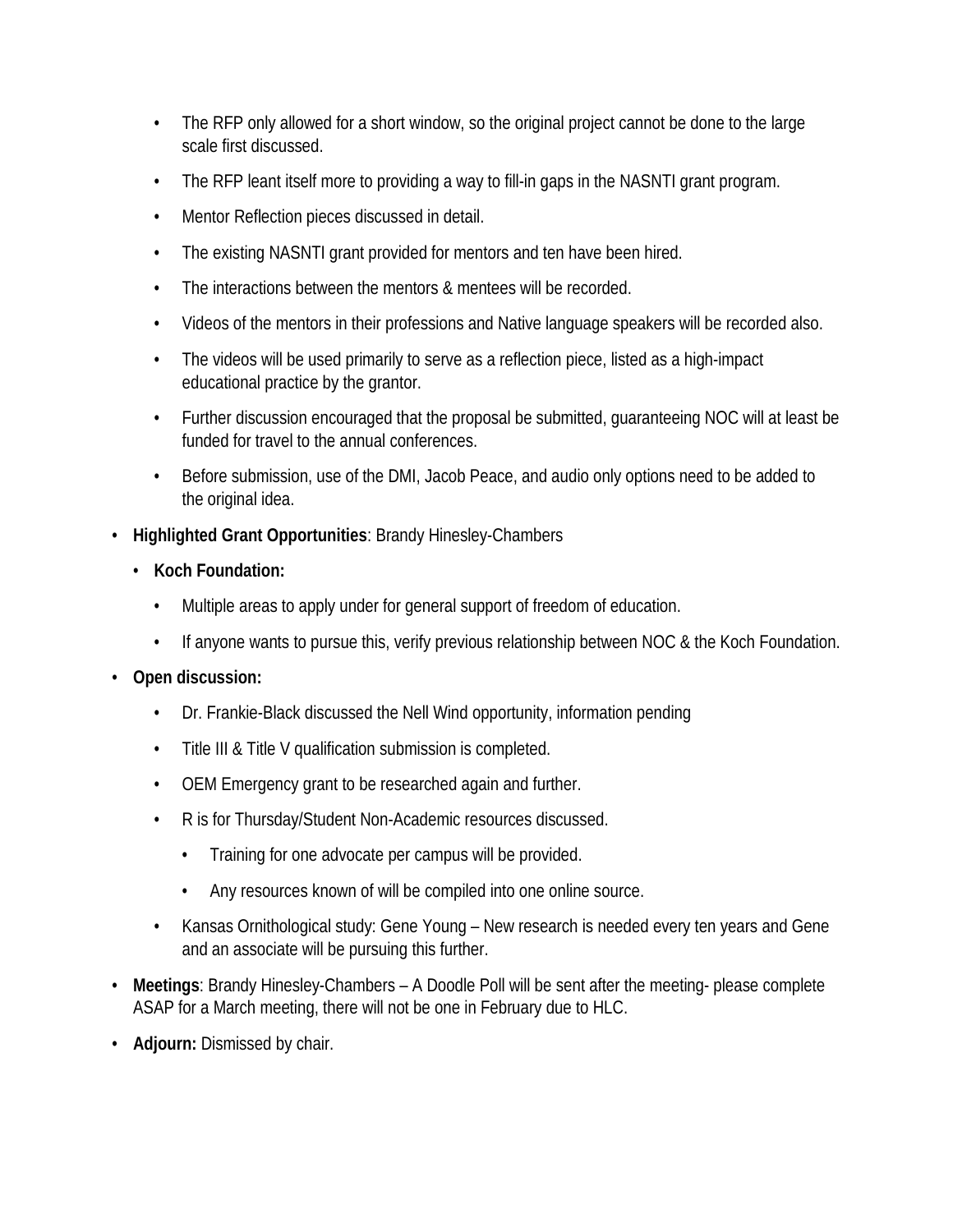- The RFP only allowed for a short window, so the original project cannot be done to the large scale first discussed.
- The RFP leant itself more to providing a way to fill-in gaps in the NASNTI grant program.
- Mentor Reflection pieces discussed in detail.
- The existing NASNTI grant provided for mentors and ten have been hired.
- The interactions between the mentors & mentees will be recorded.
- Videos of the mentors in their professions and Native language speakers will be recorded also.
- The videos will be used primarily to serve as a reflection piece, listed as a high-impact educational practice by the grantor.
- Further discussion encouraged that the proposal be submitted, guaranteeing NOC will at least be funded for travel to the annual conferences.
- Before submission, use of the DMI, Jacob Peace, and audio only options need to be added to the original idea.

- **Highlighted Grant Opportunities**: Brandy Hinesley-Chambers
  - **Koch Foundation:**
    - Multiple areas to apply under for general support of freedom of education.
    - If anyone wants to pursue this, verify previous relationship between NOC & the Koch Foundation.
- **Open discussion:**
  - Dr. Frankie-Black discussed the Nell Wind opportunity, information pending
  - Title III & Title V qualification submission is completed.
  - OEM Emergency grant to be researched again and further.
  - R is for Thursday/Student Non-Academic resources discussed.
    - Training for one advocate per campus will be provided.
    - Any resources known of will be compiled into one online source.
  - Kansas Ornithological study: Gene Young – New research is needed every ten years and Gene and an associate will be pursuing this further.
- **Meetings**: Brandy Hinesley-Chambers – A Doodle Poll will be sent after the meeting- please complete ASAP for a March meeting, there will not be one in February due to HLC.
- **Adjourn:** Dismissed by chair.